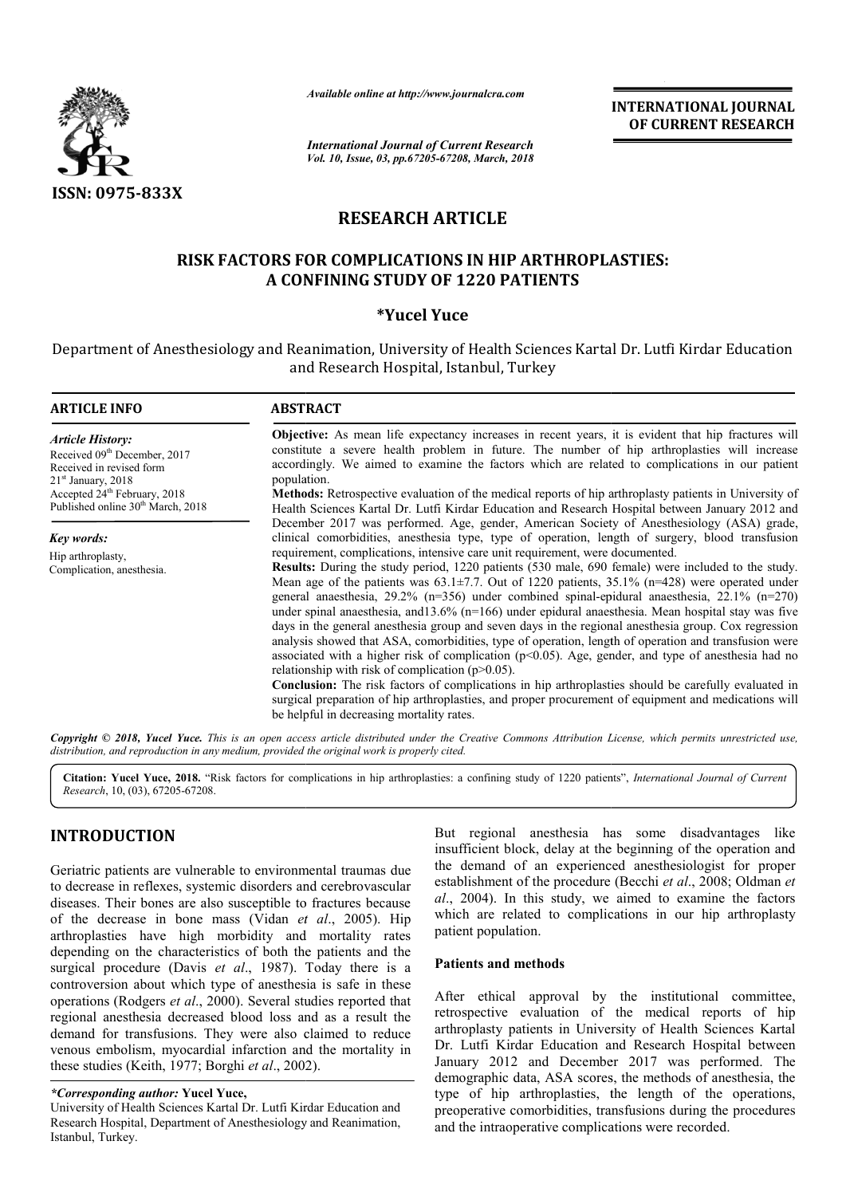ISSN: 0975-833X

*Available online at http://www.journalcra.com*

*International Journal of Current Research*
*Vol. 10, Issue, 03, pp.67205-67208, March, 2018*

**INTERNATIONAL JOURNAL OF CURRENT RESEARCH**

# RESEARCH ARTICLE

## RISK FACTORS FOR COMPLICATIONS IN HIP ARTHROPLASTIES: A CONFINING STUDY OF 1220 PATIENTS

**\*Yucel Yuce**

Department of Anesthesiology and Reanimation, University of Health Sciences Kartal Dr. Lutfi Kirdar Education and Research Hospital, Istanbul, Turkey

### ARTICLE INFO

*Article History:*
Received 09th December, 2017
Received in revised form 21st January, 2018
Accepted 24th February, 2018
Published online 30th March, 2018

*Key words:*
Hip arthroplasty,
Complication, anesthesia.

### ABSTRACT

**Objective:** As mean life expectancy increases in recent years, it is evident that hip fractures will constitute a severe health problem in future. The number of hip arthroplasties will increase accordingly. We aimed to examine the factors which are related to complications in our patient population.

**Methods:** Retrospective evaluation of the medical reports of hip arthroplasty patients in University of Health Sciences Kartal Dr. Lutfi Kirdar Education and Research Hospital between January 2012 and December 2017 was performed. Age, gender, American Society of Anesthesiology (ASA) grade, clinical comorbidities, anesthesia type, type of operation, length of surgery, blood transfusion requirement, complications, intensive care unit requirement, were documented.

**Results:** During the study period, 1220 patients (530 male, 690 female) were included to the study. Mean age of the patients was 63.1±7.7. Out of 1220 patients, 35.1% (n=428) were operated under general anaesthesia, 29.2% (n=356) under combined spinal-epidural anaesthesia, 22.1% (n=270) under spinal anaesthesia, and13.6% (n=166) under epidural anaesthesia. Mean hospital stay was five days in the general anesthesia group and seven days in the regional anesthesia group. Cox regression analysis showed that ASA, comorbidities, type of operation, length of operation and transfusion were associated with a higher risk of complication ($p<0.05$). Age, gender, and type of anesthesia had no relationship with risk of complication ($p>0.05$).

**Conclusion:** The risk factors of complications in hip arthroplasties should be carefully evaluated in surgical preparation of hip arthroplasties, and proper procurement of equipment and medications will be helpful in decreasing mortality rates.

*Copyright © 2018, Yucel Yuce. This is an open access article distributed under the Creative Commons Attribution License, which permits unrestricted use, distribution, and reproduction in any medium, provided the original work is properly cited.*

**Citation: Yucel Yuce, 2018.** "Risk factors for complications in hip arthroplasties: a confining study of 1220 patients", *International Journal of Current Research*, 10, (03), 67205-67208.

## INTRODUCTION

Geriatric patients are vulnerable to environmental traumas due to decrease in reflexes, systemic disorders and cerebrovascular diseases. Their bones are also susceptible to fractures because of the decrease in bone mass (Vidan *et al*., 2005). Hip arthroplasties have high morbidity and mortality rates depending on the characteristics of both the patients and the surgical procedure (Davis *et al*., 1987). Today there is a controversion about which type of anesthesia is safe in these operations (Rodgers *et al*., 2000). Several studies reported that regional anesthesia decreased blood loss and as a result the demand for transfusions. They were also claimed to reduce venous embolism, myocardial infarction and the mortality in these studies (Keith, 1977; Borghi *et al*., 2002).

But regional anesthesia has some disadvantages like insufficient block, delay at the beginning of the operation and the demand of an experienced anesthesiologist for proper establishment of the procedure (Becchi *et al*., 2008; Oldman *et al*., 2004). In this study, we aimed to examine the factors which are related to complications in our hip arthroplasty patient population.

### Patients and methods

After ethical approval by the institutional committee, retrospective evaluation of the medical reports of hip arthroplasty patients in University of Health Sciences Kartal Dr. Lutfi Kirdar Education and Research Hospital between January 2012 and December 2017 was performed. The demographic data, ASA scores, the methods of anesthesia, the type of hip arthroplasties, the length of the operations, preoperative comorbidities, transfusions during the procedures and the intraoperative complications were recorded.

*\*Corresponding author:* **Yucel Yuce,**
University of Health Sciences Kartal Dr. Lutfi Kirdar Education and Research Hospital, Department of Anesthesiology and Reanimation, Istanbul, Turkey.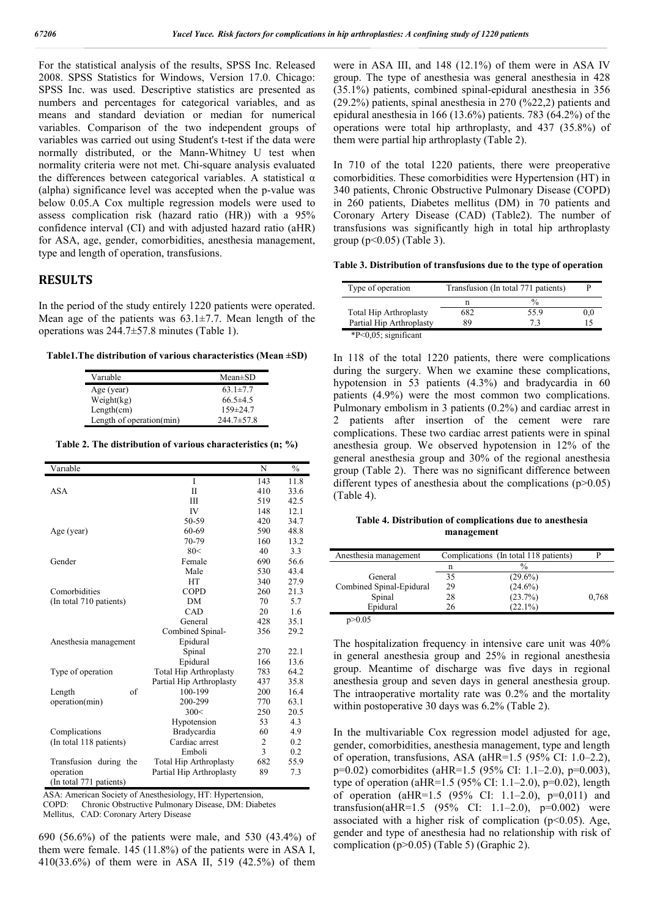For the statistical analysis of the results, SPSS Inc. Released 2008. SPSS Statistics for Windows, Version 17.0. Chicago: SPSS Inc. was used. Descriptive statistics are presented as numbers and percentages for categorical variables, and as means and standard deviation or median for numerical variables. Comparison of the two independent groups of variables was carried out using Student's t-test if the data were normally distributed, or the Mann-Whitney U test when normality criteria were not met. Chi-square analysis evaluated the differences between categorical variables. A statistical α (alpha) significance level was accepted when the p-value was below 0.05.A Cox multiple regression models were used to assess complication risk (hazard ratio (HR)) with a 95% confidence interval (CI) and with adjusted hazard ratio (aHR) for ASA, age, gender, comorbidities, anesthesia management, type and length of operation, transfusions.

## RESULTS

In the period of the study entirely 1220 patients were operated. Mean age of the patients was 63.1±7.7. Mean length of the operations was 244.7±57.8 minutes (Table 1).

**Table1.The distribution of various characteristics (Mean ±SD)**

| Varıable | Mean±SD |
|---|---|
| Age (year) | 63.1±7.7 |
| Weight(kg) | 66.5±4.5 |
| Length(cm) | 159±24.7 |
| Length of operation(min) | 244.7±57.8 |

**Table 2. The distribution of various characteristics (n; %)**

| Varıable | | N | % |
|---|---|---|---|
| ASA | I | 143 | 11.8 |
| | II | 410 | 33.6 |
| | III | 519 | 42.5 |
| | IV | 148 | 12.1 |
| Age (year) | 50-59 | 420 | 34.7 |
| | 60-69 | 590 | 48.8 |
| | 70-79 | 160 | 13.2 |
| | 80< | 40 | 3.3 |
| Gender | Female | 690 | 56.6 |
| | Male | 530 | 43.4 |
| Comorbidities (In total 710 patients) | HT | 340 | 27.9 |
| | COPD | 260 | 21.3 |
| | DM | 70 | 5.7 |
| | CAD | 20 | 1.6 |
| Anesthesia management | General | 428 | 35.1 |
| | Combined Spinal-Epidural | 356 | 29.2 |
| | Spinal | 270 | 22.1 |
| | Epidural | 166 | 13.6 |
| Type of operation | Total Hip Arthroplasty | 783 | 64.2 |
| | Partial Hip Arthroplasty | 437 | 35.8 |
| Length of operation(min) | 100-199 | 200 | 16.4 |
| | 200-299 | 770 | 63.1 |
| | 300< | 250 | 20.5 |
| Complications (In total 118 patients) | Hypotension | 53 | 4.3 |
| | Bradycardia | 60 | 4.9 |
| | Cardiac arrest | 2 | 0.2 |
| | Emboli | 3 | 0.2 |
| Transfusion during the operation (In total 771 patients) | Total Hip Arthroplasty | 682 | 55.9 |
| | Partial Hip Arthroplasty | 89 | 7.3 |

ASA: American Society of Anesthesiology, HT: Hypertension, COPD: Chronic Obstructive Pulmonary Disease, DM: Diabetes Mellitus, CAD: Coronary Artery Disease

690 (56.6%) of the patients were male, and 530 (43.4%) of them were female. 145 (11.8%) of the patients were in ASA I, 410(33.6%) of them were in ASA II, 519 (42.5%) of them were in ASA III, and 148 (12.1%) of them were in ASA IV group. The type of anesthesia was general anesthesia in 428 (35.1%) patients, combined spinal-epidural anesthesia in 356 (29.2%) patients, spinal anesthesia in 270 (%22,2) patients and epidural anesthesia in 166 (13.6%) patients. 783 (64.2%) of the operations were total hip arthroplasty, and 437 (35.8%) of them were partial hip arthroplasty (Table 2).

In 710 of the total 1220 patients, there were preoperative comorbidities. These comorbidities were Hypertension (HT) in 340 patients, Chronic Obstructive Pulmonary Disease (COPD) in 260 patients, Diabetes mellitus (DM) in 70 patients and Coronary Artery Disease (CAD) (Table2). The number of transfusions was significantly high in total hip arthroplasty group ($p<0.05$) (Table 3).

**Table 3. Distribution of transfusions due to the type of operation**

| Type of operation | Transfusion (In total 771 patients) | | P |
|---|---|---|---|
| | n | % | |
| Total Hip Arthroplasty | 682 | 55.9 | 0,0 |
| Partial Hip Arthroplasty | 89 | 7.3 | 15 |

*P<0,05; significant

In 118 of the total 1220 patients, there were complications during the surgery. When we examine these complications, hypotension in 53 patients (4.3%) and bradycardia in 60 patients (4.9%) were the most common two complications. Pulmonary embolism in 3 patients (0.2%) and cardiac arrest in 2 patients after insertion of the cement were rare complications. These two cardiac arrest patients were in spinal anesthesia group. We observed hypotension in 12% of the general anesthesia group and 30% of the regional anesthesia group (Table 2). There was no significant difference between different types of anesthesia about the complications ($p>0.05$) (Table 4).

**Table 4. Distribution of complications due to anesthesia management**

| Anesthesia management | Complications (In total 118 patients) | | P |
|---|---|---|---|
| | n | % | |
| General | 35 | (29.6%) | |
| Combined Spinal-Epidural | 29 | (24.6%) | |
| Spinal | 28 | (23.7%) | 0,768 |
| Epidural | 26 | (22.1%) | |

p>0.05

The hospitalization frequency in intensive care unit was 40% in general anesthesia group and 25% in regional anesthesia group. Meantime of discharge was five days in regional anesthesia group and seven days in general anesthesia group. The intraoperative mortality rate was 0.2% and the mortality within postoperative 30 days was 6.2% (Table 2).

In the multivariable Cox regression model adjusted for age, gender, comorbidities, anesthesia management, type and length of operation, transfusions, ASA (aHR=1.5 (95% CI: 1.0–2.2), p=0.02) comorbidites (aHR=1.5 (95% CI: 1.1–2.0), p=0.003), type of operation (aHR=1.5 (95% CI: 1.1–2.0), p=0.02), length of operation (aHR=1.5 (95% CI: 1.1–2.0), p=0,011) and transfusion(aHR=1.5 (95% CI: 1.1–2.0), p=0.002) were associated with a higher risk of complication ($p<0.05$). Age, gender and type of anesthesia had no relationship with risk of complication ($p>0.05$) (Table 5) (Graphic 2).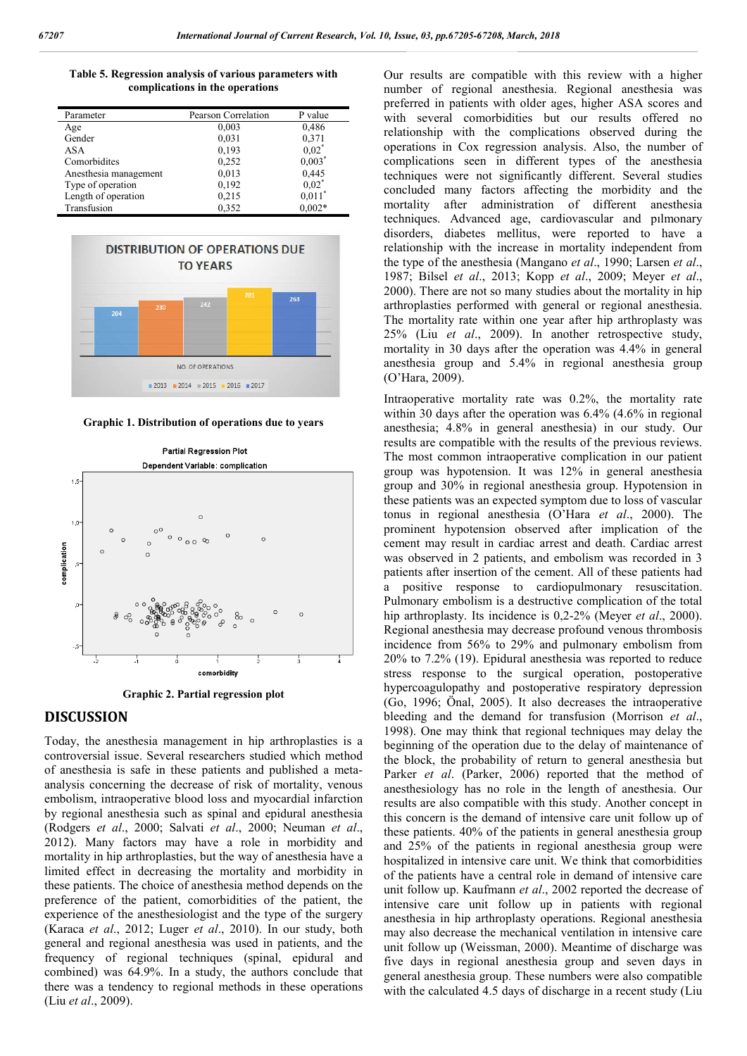**Table 5. Regression analysis of various parameters with complications in the operations**

| Parameter | Pearson Correlation | P value |
|---|---|---|
| Age | 0,003 | 0,486 |
| Gender | 0,031 | 0,371 |
| ASA | 0,193 | 0,02* |
| Comorbidites | 0,252 | 0,003* |
| Anesthesia management | 0,013 | 0,445 |
| Type of operation | 0,192 | 0,02* |
| Length of operation | 0,215 | 0,011* |
| Transfusion | 0,352 | 0,002* |

**Graphic 1. Distribution of operations due to years**

**Graphic 2. Partial regression plot**

## DISCUSSION

Today, the anesthesia management in hip arthroplasties is a controversial issue. Several researchers studied which method of anesthesia is safe in these patients and published a meta-analysis concerning the decrease of risk of mortality, venous embolism, intraoperative blood loss and myocardial infarction by regional anesthesia such as spinal and epidural anesthesia (Rodgers *et al*., 2000; Salvati *et al*., 2000; Neuman *et al*., 2012). Many factors may have a role in morbidity and mortality in hip arthroplasties, but the way of anesthesia have a limited effect in decreasing the mortality and morbidity in these patients. The choice of anesthesia method depends on the preference of the patient, comorbidities of the patient, the experience of the anesthesiologist and the type of the surgery (Karaca *et al*., 2012; Luger *et al*., 2010). In our study, both general and regional anesthesia was used in patients, and the frequency of regional techniques (spinal, epidural and combined) was 64.9%. In a study, the authors conclude that there was a tendency to regional methods in these operations (Liu *et al*., 2009).

Our results are compatible with this review with a higher number of regional anesthesia. Regional anesthesia was preferred in patients with older ages, higher ASA scores and with several comorbidities but our results offered no relationship with the complications observed during the operations in Cox regression analysis. Also, the number of complications seen in different types of the anesthesia techniques were not significantly different. Several studies concluded many factors affecting the morbidity and the mortality after administration of different anesthesia techniques. Advanced age, cardiovascular and pılmonary disorders, diabetes mellitus, were reported to have a relationship with the increase in mortality independent from the type of the anesthesia (Mangano *et al*., 1990; Larsen *et al*., 1987; Bilsel *et al*., 2013; Kopp *et al*., 2009; Meyer *et al*., 2000). There are not so many studies about the mortality in hip arthroplasties performed with general or regional anesthesia. The mortality rate within one year after hip arthroplasty was 25% (Liu *et al*., 2009). In another retrospective study, mortality in 30 days after the operation was 4.4% in general anesthesia group and 5.4% in regional anesthesia group (O'Hara, 2009).

Intraoperative mortality rate was 0.2%, the mortality rate within 30 days after the operation was 6.4% (4.6% in regional anesthesia; 4.8% in general anesthesia) in our study. Our results are compatible with the results of the previous reviews. The most common intraoperative complication in our patient group was hypotension. It was 12% in general anesthesia group and 30% in regional anesthesia group. Hypotension in these patients was an expected symptom due to loss of vascular tonus in regional anesthesia (O'Hara *et al*., 2000). The prominent hypotension observed after implication of the cement may result in cardiac arrest and death. Cardiac arrest was observed in 2 patients, and embolism was recorded in 3 patients after insertion of the cement. All of these patients had a positive response to cardiopulmonary resuscitation. Pulmonary embolism is a destructive complication of the total hip arthroplasty. Its incidence is 0,2-2% (Meyer *et al*., 2000). Regional anesthesia may decrease profound venous thrombosis incidence from 56% to 29% and pulmonary embolism from 20% to 7.2% (19). Epidural anesthesia was reported to reduce stress response to the surgical operation, postoperative hypercoagulopathy and postoperative respiratory depression (Go, 1996; Önal, 2005). It also decreases the intraoperative bleeding and the demand for transfusion (Morrison *et al*., 1998). One may think that regional techniques may delay the beginning of the operation due to the delay of maintenance of the block, the probability of return to general anesthesia but Parker *et al*. (Parker, 2006) reported that the method of anesthesiology has no role in the length of anesthesia. Our results are also compatible with this study. Another concept in this concern is the demand of intensive care unit follow up of these patients. 40% of the patients in general anesthesia group and 25% of the patients in regional anesthesia group were hospitalized in intensive care unit. We think that comorbidities of the patients have a central role in demand of intensive care unit follow up. Kaufmann *et al*., 2002 reported the decrease of intensive care unit follow up in patients with regional anesthesia in hip arthroplasty operations. Regional anesthesia may also decrease the mechanical ventilation in intensive care unit follow up (Weissman, 2000). Meantime of discharge was five days in regional anesthesia group and seven days in general anesthesia group. These numbers were also compatible with the calculated 4.5 days of discharge in a recent study (Liu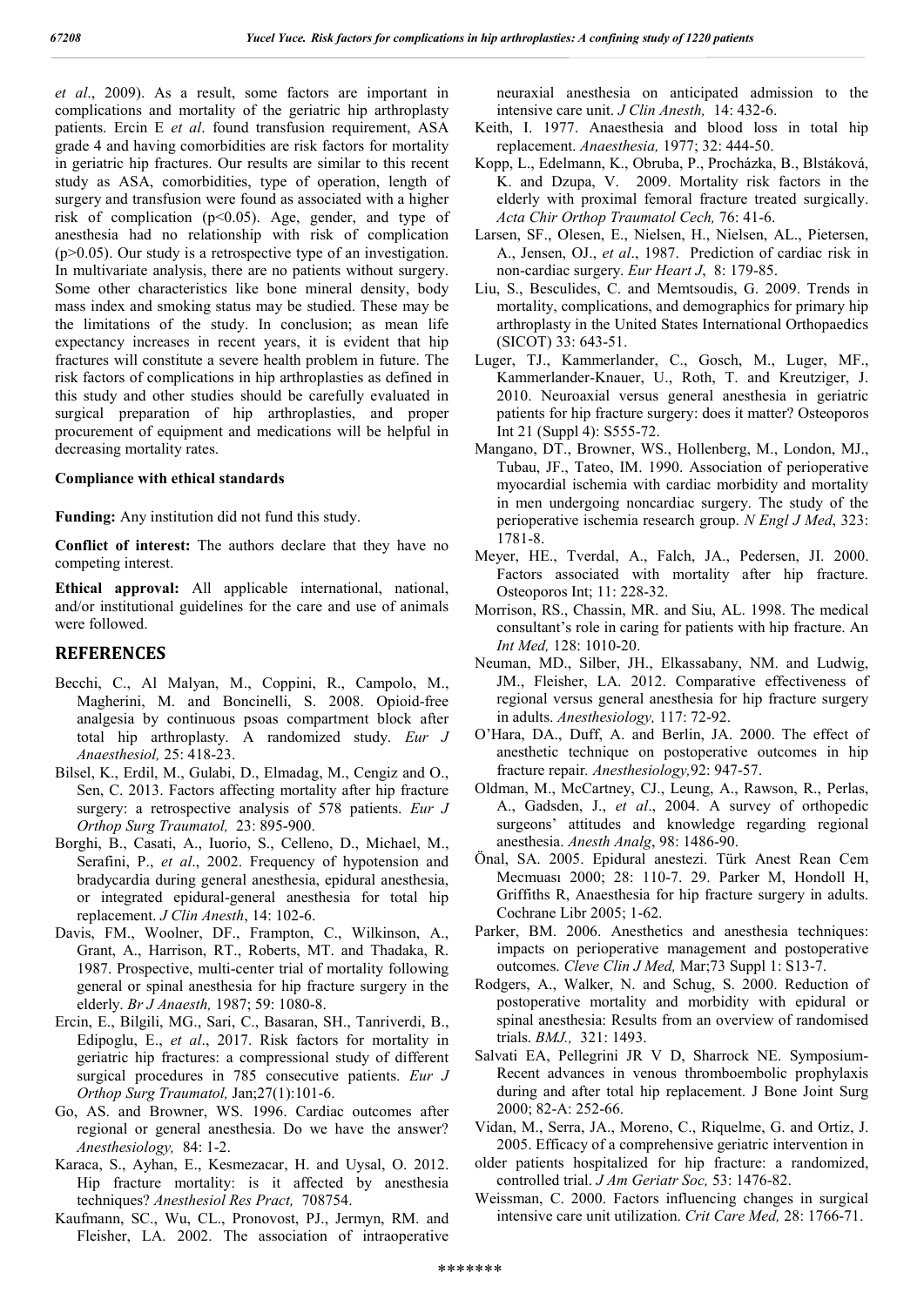*et al*., 2009). As a result, some factors are important in complications and mortality of the geriatric hip arthroplasty patients. Ercin E *et al*. found transfusion requirement, ASA grade 4 and having comorbidities are risk factors for mortality in geriatric hip fractures. Our results are similar to this recent study as ASA, comorbidities, type of operation, length of surgery and transfusion were found as associated with a higher risk of complication ($p<0.05$). Age, gender, and type of anesthesia had no relationship with risk of complication ($p>0.05$). Our study is a retrospective type of an investigation. In multivariate analysis, there are no patients without surgery. Some other characteristics like bone mineral density, body mass index and smoking status may be studied. These may be the limitations of the study. In conclusion; as mean life expectancy increases in recent years, it is evident that hip fractures will constitute a severe health problem in future. The risk factors of complications in hip arthroplasties as defined in this study and other studies should be carefully evaluated in surgical preparation of hip arthroplasties, and proper procurement of equipment and medications will be helpful in decreasing mortality rates.

**Compliance with ethical standards**

**Funding:** Any institution did not fund this study.

**Conflict of interest:** The authors declare that they have no competing interest.

**Ethical approval:** All applicable international, national, and/or institutional guidelines for the care and use of animals were followed.

## REFERENCES

- Becchi, C., Al Malyan, M., Coppini, R., Campolo, M., Magherini, M. and Boncinelli, S. 2008. Opioid-free analgesia by continuous psoas compartment block after total hip arthroplasty. A randomized study. *Eur J Anaesthesiol,* 25: 418-23.
- Bilsel, K., Erdil, M., Gulabi, D., Elmadag, M., Cengiz and O., Sen, C. 2013. Factors affecting mortality after hip fracture surgery: a retrospective analysis of 578 patients. *Eur J Orthop Surg Traumatol,* 23: 895-900.
- Borghi, B., Casati, A., Iuorio, S., Celleno, D., Michael, M., Serafini, P., *et al*., 2002. Frequency of hypotension and bradycardia during general anesthesia, epidural anesthesia, or integrated epidural-general anesthesia for total hip replacement. *J Clin Anesth*, 14: 102-6.
- Davis, FM., Woolner, DF., Frampton, C., Wilkinson, A., Grant, A., Harrison, RT., Roberts, MT. and Thadaka, R. 1987. Prospective, multi-center trial of mortality following general or spinal anesthesia for hip fracture surgery in the elderly. *Br J Anaesth,* 1987; 59: 1080-8.
- Ercin, E., Bilgili, MG., Sari, C., Basaran, SH., Tanriverdi, B., Edipoglu, E., *et al*., 2017. Risk factors for mortality in geriatric hip fractures: a compressional study of different surgical procedures in 785 consecutive patients. *Eur J Orthop Surg Traumatol,* Jan;27(1):101-6.
- Go, AS. and Browner, WS. 1996. Cardiac outcomes after regional or general anesthesia. Do we have the answer? *Anesthesiology,* 84: 1-2.
- Karaca, S., Ayhan, E., Kesmezacar, H. and Uysal, O. 2012. Hip fracture mortality: is it affected by anesthesia techniques? *Anesthesiol Res Pract,* 708754.
- Kaufmann, SC., Wu, CL., Pronovost, PJ., Jermyn, RM. and Fleisher, LA. 2002. The association of intraoperative neuraxial anesthesia on anticipated admission to the intensive care unit. *J Clin Anesth,* 14: 432-6.
- Keith, I. 1977. Anaesthesia and blood loss in total hip replacement. *Anaesthesia,* 1977; 32: 444-50.
- Kopp, L., Edelmann, K., Obruba, P., Procházka, B., Blstáková, K. and Dzupa, V. 2009. Mortality risk factors in the elderly with proximal femoral fracture treated surgically. *Acta Chir Orthop Traumatol Cech,* 76: 41-6.
- Larsen, SF., Olesen, E., Nielsen, H., Nielsen, AL., Pietersen, A., Jensen, OJ., *et al*., 1987. Prediction of cardiac risk in non-cardiac surgery. *Eur Heart J*, 8: 179-85.
- Liu, S., Besculides, C. and Memtsoudis, G. 2009. Trends in mortality, complications, and demographics for primary hip arthroplasty in the United States International Orthopaedics (SICOT) 33: 643-51.
- Luger, TJ., Kammerlander, C., Gosch, M., Luger, MF., Kammerlander-Knauer, U., Roth, T. and Kreutziger, J. 2010. Neuroaxial versus general anesthesia in geriatric patients for hip fracture surgery: does it matter? Osteoporos Int 21 (Suppl 4): S555-72.
- Mangano, DT., Browner, WS., Hollenberg, M., London, MJ., Tubau, JF., Tateo, IM. 1990. Association of perioperative myocardial ischemia with cardiac morbidity and mortality in men undergoing noncardiac surgery. The study of the perioperative ischemia research group. *N Engl J Med*, 323: 1781-8.
- Meyer, HE., Tverdal, A., Falch, JA., Pedersen, JI. 2000. Factors associated with mortality after hip fracture. Osteoporos Int; 11: 228-32.
- Morrison, RS., Chassin, MR. and Siu, AL. 1998. The medical consultant's role in caring for patients with hip fracture. An *Int Med,* 128: 1010-20.
- Neuman, MD., Silber, JH., Elkassabany, NM. and Ludwig, JM., Fleisher, LA. 2012. Comparative effectiveness of regional versus general anesthesia for hip fracture surgery in adults. *Anesthesiology,* 117: 72-92.
- O'Hara, DA., Duff, A. and Berlin, JA. 2000. The effect of anesthetic technique on postoperative outcomes in hip fracture repair*. Anesthesiology,*92: 947-57.
- Oldman, M., McCartney, CJ., Leung, A., Rawson, R., Perlas, A., Gadsden, J., *et al*., 2004. A survey of orthopedic surgeons' attitudes and knowledge regarding regional anesthesia. *Anesth Analg*, 98: 1486-90.
- Önal, SA. 2005. Epidural anestezi. Türk Anest Rean Cem Mecmuası 2000; 28: 110-7. 29. Parker M, Hondoll H, Griffiths R, Anaesthesia for hip fracture surgery in adults. Cochrane Libr 2005; 1-62.
- Parker, BM. 2006. Anesthetics and anesthesia techniques: impacts on perioperative management and postoperative outcomes. *Cleve Clin J Med,* Mar;73 Suppl 1: S13-7.
- Rodgers, A., Walker, N. and Schug, S. 2000. Reduction of postoperative mortality and morbidity with epidural or spinal anesthesia: Results from an overview of randomised trials. *BMJ.,* 321: 1493.
- Salvati EA, Pellegrini JR V D, Sharrock NE. Symposium-Recent advances in venous thromboembolic prophylaxis during and after total hip replacement. J Bone Joint Surg 2000; 82-A: 252-66.
- Vidan, M., Serra, JA., Moreno, C., Riquelme, G. and Ortiz, J. 2005. Efficacy of a comprehensive geriatric intervention in older patients hospitalized for hip fracture: a randomized, controlled trial. *J Am Geriatr Soc,* 53: 1476-82.
- Weissman, C. 2000. Factors influencing changes in surgical intensive care unit utilization. *Crit Care Med,* 28: 1766-71.

\*\*\*\*\*\*\*